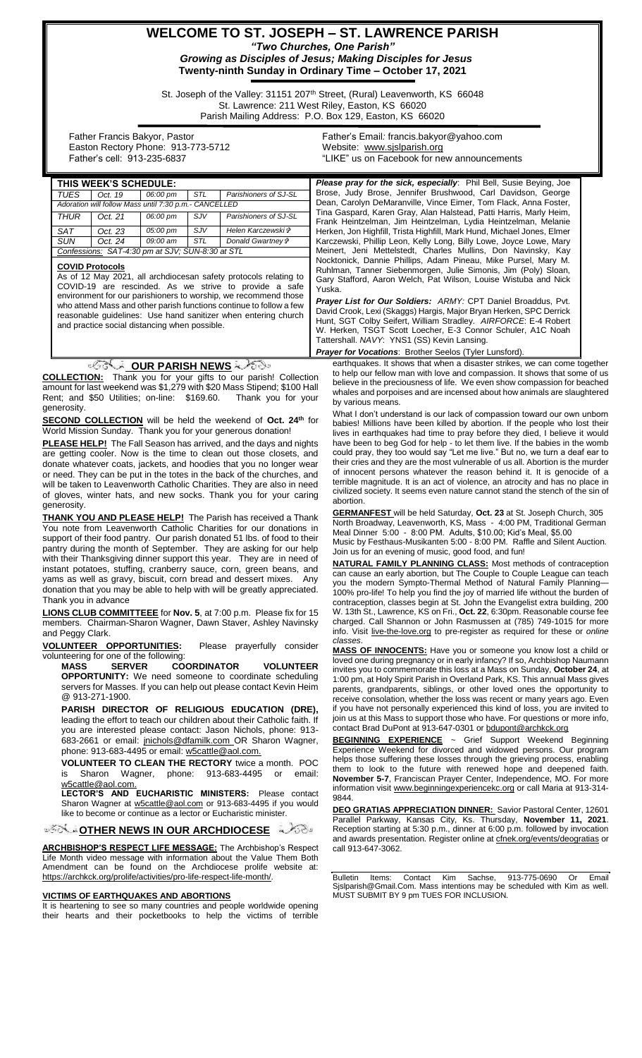# WELCOME TO ST. JOSEPH – ST. LAWRENCE PARISH

***"Two Churches, One Parish"***

***Growing as Disciples of Jesus; Making Disciples for Jesus***

**Twenty-ninth Sunday in Ordinary Time – October 17, 2021**

St. Joseph of the Valley: 31151 207th Street, (Rural) Leavenworth, KS 66048
St. Lawrence: 211 West Riley, Easton, KS 66020
Parish Mailing Address: P.O. Box 129, Easton, KS 66020

Father Francis Bakyor, Pastor
Easton Rectory Phone: 913-773-5712
Father's cell: 913-235-6837

Father's Email: francis.bakyor@yahoo.com
Website: www.sjslparish.org
"LIKE" us on Facebook for new announcements

| THIS WEEK'S SCHEDULE: | | | | |
|---|---|---|---|---|
| *TUES* | *Oct. 19* | *06:00 pm* | *STL* | *Parishioners of SJ-SL* |
| *Adoration will follow Mass until 7:30 p.m.- CANCELLED* | | | | |
| *THUR* | *Oct. 21* | *06:00 pm* | *SJV* | *Parishioners of SJ-SL* |
| *SAT* | *Oct. 23* | *05:00 pm* | *SJV* | *Helen Karczewski ✞* |
| *SUN* | *Oct. 24* | *09:00 am* | *STL* | *Donald Gwartney ✞* |
| *Confessions: SAT-4:30 pm at SJV; SUN-8:30 at STL* | | | | |

**COVID Protocols**

As of 12 May 2021, all archdiocesan safety protocols relating to COVID-19 are rescinded. As we strive to provide a safe environment for our parishioners to worship, we recommend those who attend Mass and other parish functions continue to follow a few reasonable guidelines: Use hand sanitizer when entering church and practice social distancing when possible.

***Please pray for the sick, especially***: Phil Bell, Susie Beying, Joe Brose, Judy Brose, Jennifer Brushwood, Carl Davidson, George Dean, Carolyn DeMaranville, Vince Eimer, Tom Flack, Anna Foster, Tina Gaspard, Karen Gray, Alan Halstead, Patti Harris, Marly Heim, Frank Heintzelman, Jim Heintzelman, Lydia Heintzelman, Melanie Herken, Jon Highfill, Trista Highfill, Mark Hund, Michael Jones, Elmer Karczewski, Phillip Leon, Kelly Long, Billy Lowe, Joyce Lowe, Mary Meinert, Jeni Mettelstedt, Charles Mullins, Don Navinsky, Kay Nocktonick, Dannie Phillips, Adam Pineau, Mike Pursel, Mary M. Ruhlman, Tanner Siebenmorgen, Julie Simonis, Jim (Poly) Sloan, Gary Stafford, Aaron Welch, Pat Wilson, Louise Wistuba and Nick Yuska.

***Prayer List for Our Soldiers:*** *ARMY:* CPT Daniel Broaddus, Pvt. David Crook, Lexi (Skaggs) Hargis, Major Bryan Herken, SPC Derrick Hunt, SGT Colby Seifert, William Stradley. *AIRFORCE*: E-4 Robert W. Herken, TSGT Scott Loecher, E-3 Connor Schuler, A1C Noah Tattershall. *NAVY*: YNS1 (SS) Kevin Lansing.

***Prayer for Vocations***: Brother Seelos (Tyler Lunsford).

## OUR PARISH NEWS

**COLLECTION:** Thank you for your gifts to our parish! Collection amount for last weekend was $1,279 with $20 Mass Stipend; $100 Hall Rent; and $50 Utilities; on-line: $169.60. Thank you for your generosity.

**SECOND COLLECTION** will be held the weekend of **Oct. 24th** for World Mission Sunday. Thank you for your generous donation!

**PLEASE HELP!** The Fall Season has arrived, and the days and nights are getting cooler. Now is the time to clean out those closets, and donate whatever coats, jackets, and hoodies that you no longer wear or need. They can be put in the totes in the back of the churches, and will be taken to Leavenworth Catholic Charities. They are also in need of gloves, winter hats, and new socks. Thank you for your caring generosity.

**THANK YOU AND PLEASE HELP!** The Parish has received a Thank You note from Leavenworth Catholic Charities for our donations in support of their food pantry. Our parish donated 51 lbs. of food to their pantry during the month of September. They are asking for our help with their Thanksgiving dinner support this year. They are in need of instant potatoes, stuffing, cranberry sauce, corn, green beans, and yams as well as gravy, biscuit, corn bread and dessert mixes. Any donation that you may be able to help with will be greatly appreciated. Thank you in advance

**LIONS CLUB COMMITTEEE** for **Nov. 5**, at 7:00 p.m. Please fix for 15 members. Chairman-Sharon Wagner, Dawn Staver, Ashley Navinsky and Peggy Clark.

**VOLUNTEER OPPORTUNITIES:** Please prayerfully consider volunteering for one of the following:

**MASS SERVER COORDINATOR VOLUNTEER OPPORTUNITY:** We need someone to coordinate scheduling servers for Masses. If you can help out please contact Kevin Heim @ 913-271-1900.

**PARISH DIRECTOR OF RELIGIOUS EDUCATION (DRE),** leading the effort to teach our children about their Catholic faith. If you are interested please contact: Jason Nichols, phone: 913-683-2661 or email: jnichols@dfamilk.com OR Sharon Wagner, phone: 913-683-4495 or email: w5cattle@aol.com.

**VOLUNTEER TO CLEAN THE RECTORY** twice a month. POC is Sharon Wagner, phone: 913-683-4495 or email: w5cattle@aol.com.

**LECTOR'S AND EUCHARISTIC MINISTERS:** Please contact Sharon Wagner at w5cattle@aol.com or 913-683-4495 if you would like to become or continue as a lector or Eucharistic minister.

## OTHER NEWS IN OUR ARCHDIOCESE

**ARCHBISHOP'S RESPECT LIFE MESSAGE:** The Archbishop's Respect Life Month video message with information about the Value Them Both Amendment can be found on the Archdiocese prolife website at: https://archkck.org/prolife/activities/pro-life-respect-life-month/.

**VICTIMS OF EARTHQUAKES AND ABORTIONS**

It is heartening to see so many countries and people worldwide opening their hearts and their pocketbooks to help the victims of terrible earthquakes. It shows that when a disaster strikes, we can come together to help our fellow man with love and compassion. It shows that some of us believe in the preciousness of life. We even show compassion for beached whales and porpoises and are incensed about how animals are slaughtered by various means.

What I don't understand is our lack of compassion toward our own unborn babies! Millions have been killed by abortion. If the people who lost their lives in earthquakes had time to pray before they died, I believe it would have been to beg God for help - to let them live. If the babies in the womb could pray, they too would say "Let me live." But no, we turn a deaf ear to their cries and they are the most vulnerable of us all. Abortion is the murder of innocent persons whatever the reason behind it. It is genocide of a terrible magnitude. It is an act of violence, an atrocity and has no place in civilized society. It seems even nature cannot stand the stench of the sin of abortion.

**GERMANFEST** will be held Saturday, **Oct. 23** at St. Joseph Church, 305 North Broadway, Leavenworth, KS, Mass - 4:00 PM, Traditional German Meal Dinner 5:00 - 8:00 PM. Adults, $10.00; Kid's Meal, $5.00
Music by Festhaus-Musikanten 5:00 - 8:00 PM. Raffle and Silent Auction. Join us for an evening of music, good food, and fun!

**NATURAL FAMILY PLANNING CLASS:** Most methods of contraception can cause an early abortion, but The Couple to Couple League can teach you the modern Sympto-Thermal Method of Natural Family Planning—100% pro-life! To help you find the joy of married life without the burden of contraception, classes begin at St. John the Evangelist extra building, 200 W. 13th St., Lawrence, KS on Fri., **Oct. 22**, 6:30pm. Reasonable course fee charged. Call Shannon or John Rasmussen at (785) 749-1015 for more info. Visit live-the-love.org to pre-register as required for these or *online classes*.

**MASS OF INNOCENTS:** Have you or someone you know lost a child or loved one during pregnancy or in early infancy? If so, Archbishop Naumann invites you to commemorate this loss at a Mass on Sunday, **October 24**, at 1:00 pm, at Holy Spirit Parish in Overland Park, KS. This annual Mass gives parents, grandparents, siblings, or other loved ones the opportunity to receive consolation, whether the loss was recent or many years ago. Even if you have not personally experienced this kind of loss, you are invited to join us at this Mass to support those who have. For questions or more info, contact Brad DuPont at 913-647-0301 or bdupont@archkck.org

**BEGINNING EXPERIENCE** ~ Grief Support Weekend Beginning Experience Weekend for divorced and widowed persons. Our program helps those suffering these losses through the grieving process, enabling them to look to the future with renewed hope and deepened faith. **November 5-7**, Franciscan Prayer Center, Independence, MO. For more information visit www.beginningexperiencekc.org or call Maria at 913-314-9844.

**DEO GRATIAS APPRECIATION DINNER:** Savior Pastoral Center, 12601 Parallel Parkway, Kansas City, Ks. Thursday, **November 11, 2021**. Reception starting at 5:30 p.m., dinner at 6:00 p.m. followed by invocation and awards presentation. Register online at cfnek.org/events/deogratias or call 913-647-3062.

Bulletin Items: Contact Kim Sachse, 913-775-0690 Or Email Sjslparish@Gmail.Com. Mass intentions may be scheduled with Kim as well. MUST SUBMIT BY 9 pm TUES FOR INCLUSION.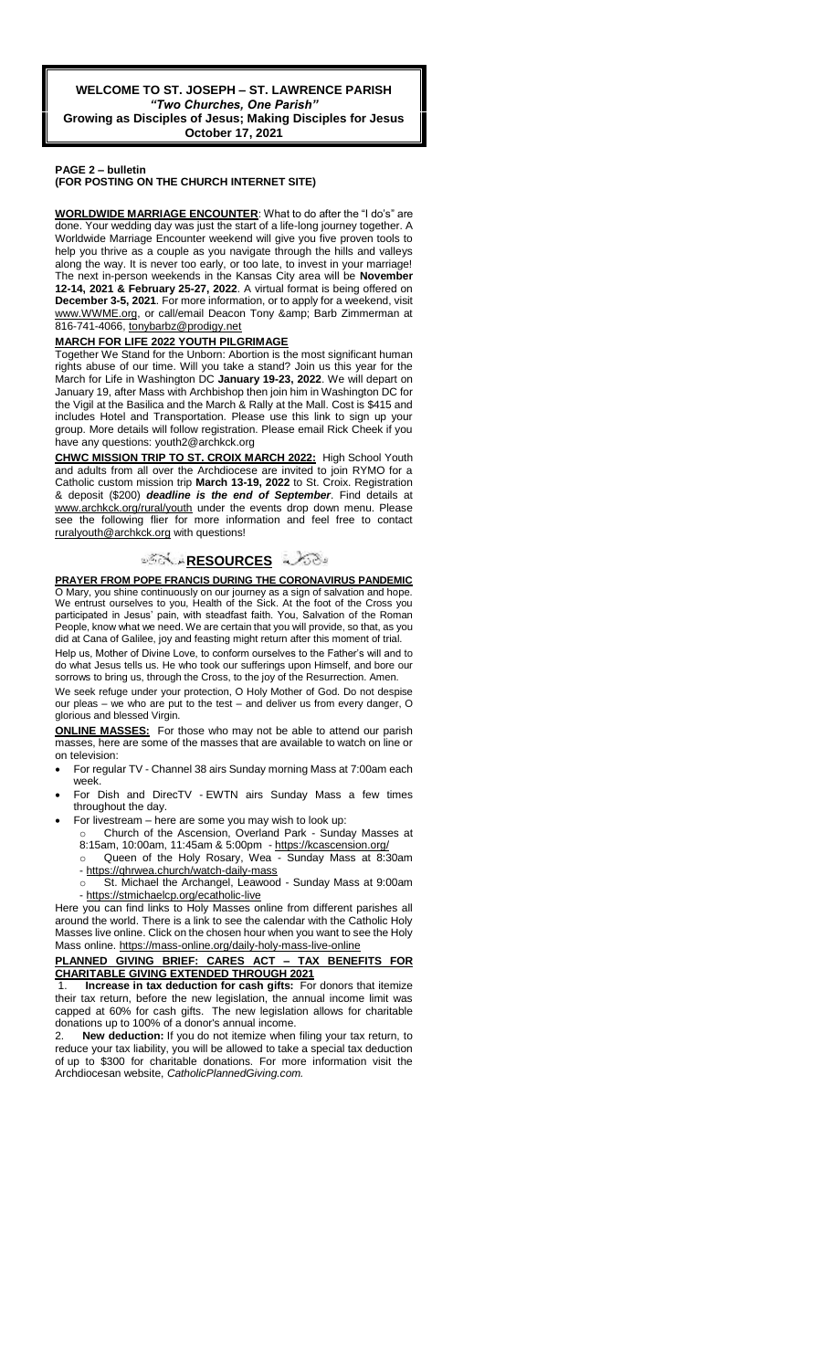# WELCOME TO ST. JOSEPH – ST. LAWRENCE PARISH

***"Two Churches, One Parish"***

**Growing as Disciples of Jesus; Making Disciples for Jesus**

**October 17, 2021**

**PAGE 2 – bulletin**
**(FOR POSTING ON THE CHURCH INTERNET SITE)**

**WORLDWIDE MARRIAGE ENCOUNTER**: What to do after the "I do's" are done. Your wedding day was just the start of a life-long journey together. A Worldwide Marriage Encounter weekend will give you five proven tools to help you thrive as a couple as you navigate through the hills and valleys along the way. It is never too early, or too late, to invest in your marriage! The next in-person weekends in the Kansas City area will be **November 12-14, 2021 & February 25-27, 2022**. A virtual format is being offered on **December 3-5, 2021**. For more information, or to apply for a weekend, visit www.WWME.org, or call/email Deacon Tony &amp; Barb Zimmerman at 816-741-4066, tonybarbz@prodigy.net

## MARCH FOR LIFE 2022 YOUTH PILGRIMAGE

Together We Stand for the Unborn: Abortion is the most significant human rights abuse of our time. Will you take a stand? Join us this year for the March for Life in Washington DC **January 19-23, 2022**. We will depart on January 19, after Mass with Archbishop then join him in Washington DC for the Vigil at the Basilica and the March & Rally at the Mall. Cost is $415 and includes Hotel and Transportation. Please use this link to sign up your group. More details will follow registration. Please email Rick Cheek if you have any questions: youth2@archkck.org

**CHWC MISSION TRIP TO ST. CROIX MARCH 2022:** High School Youth and adults from all over the Archdiocese are invited to join RYMO for a Catholic custom mission trip **March 13-19, 2022** to St. Croix. Registration & deposit ($200) ***deadline is the end of September***. Find details at www.archkck.org/rural/youth under the events drop down menu. Please see the following flier for more information and feel free to contact ruralyouth@archkck.org with questions!

## RESOURCES

**PRAYER FROM POPE FRANCIS DURING THE CORONAVIRUS PANDEMIC**

O Mary, you shine continuously on our journey as a sign of salvation and hope. We entrust ourselves to you, Health of the Sick. At the foot of the Cross you participated in Jesus' pain, with steadfast faith. You, Salvation of the Roman People, know what we need. We are certain that you will provide, so that, as you did at Cana of Galilee, joy and feasting might return after this moment of trial.

Help us, Mother of Divine Love, to conform ourselves to the Father's will and to do what Jesus tells us. He who took our sufferings upon Himself, and bore our sorrows to bring us, through the Cross, to the joy of the Resurrection. Amen.

We seek refuge under your protection, O Holy Mother of God. Do not despise our pleas – we who are put to the test – and deliver us from every danger, O glorious and blessed Virgin.

**ONLINE MASSES:** For those who may not be able to attend our parish masses, here are some of the masses that are available to watch on line or on television:

- For regular TV - Channel 38 airs Sunday morning Mass at 7:00am each week.
- For Dish and DirecTV - EWTN airs Sunday Mass a few times throughout the day.
- For livestream – here are some you may wish to look up:
  - Church of the Ascension, Overland Park - Sunday Masses at 8:15am, 10:00am, 11:45am & 5:00pm - https://kcascension.org/
  - Queen of the Holy Rosary, Wea - Sunday Mass at 8:30am - https://qhrwea.church/watch-daily-mass
  - St. Michael the Archangel, Leawood - Sunday Mass at 9:00am - https://stmichaelcp.org/ecatholic-live

Here you can find links to Holy Masses online from different parishes all around the world. There is a link to see the calendar with the Catholic Holy Masses live online. Click on the chosen hour when you want to see the Holy Mass online. https://mass-online.org/daily-holy-mass-live-online

**PLANNED GIVING BRIEF: CARES ACT – TAX BENEFITS FOR CHARITABLE GIVING EXTENDED THROUGH 2021**

1. **Increase in tax deduction for cash gifts:** For donors that itemize their tax return, before the new legislation, the annual income limit was capped at 60% for cash gifts. The new legislation allows for charitable donations up to 100% of a donor's annual income.
2. **New deduction:** If you do not itemize when filing your tax return, to reduce your tax liability, you will be allowed to take a special tax deduction of up to $300 for charitable donations. For more information visit the Archdiocesan website, *CatholicPlannedGiving.com.*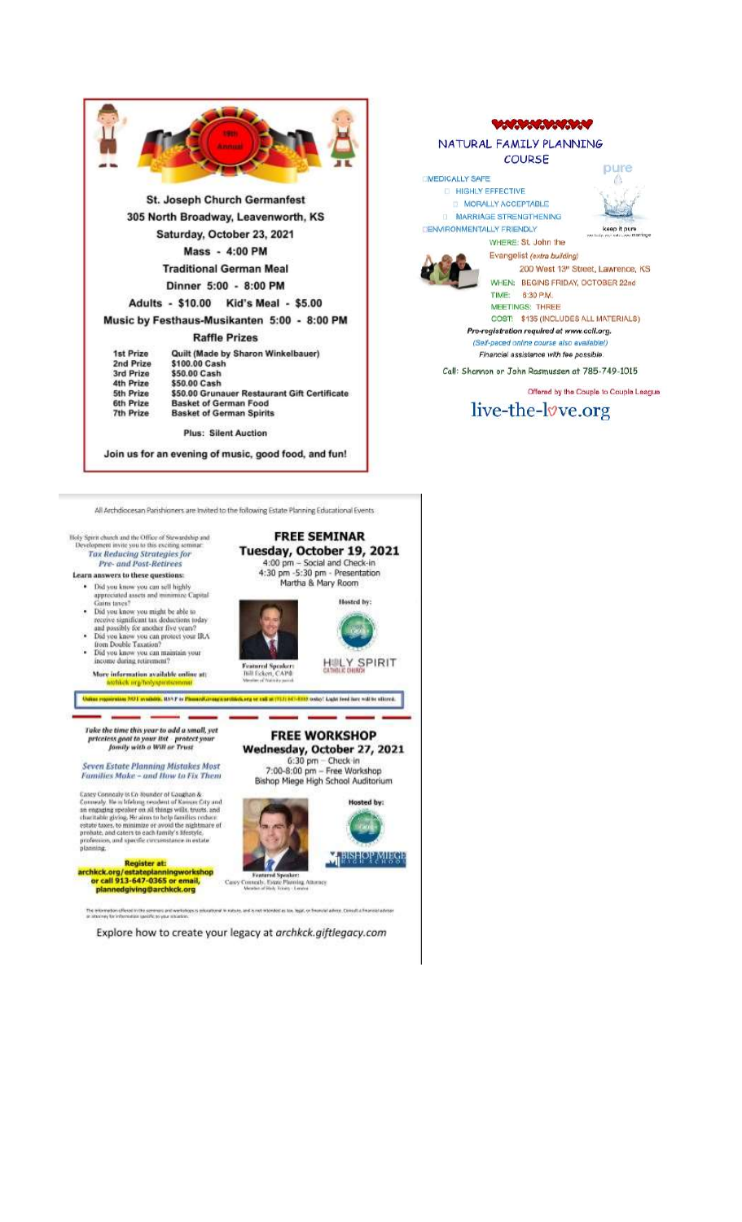19th Annual

## St. Joseph Church Germanfest

**305 North Broadway, Leavenworth, KS**

**Saturday, October 23, 2021**

**Mass - 4:00 PM**

**Traditional German Meal**

**Dinner 5:00 - 8:00 PM**

**Adults - $10.00 Kid's Meal - $5.00**

**Music by Festhaus-Musikanten 5:00 - 8:00 PM**

**Raffle Prizes**

| | |
|---|---|
| 1st Prize | Quilt (Made by Sharon Winkelbauer) |
| 2nd Prize | $100.00 Cash |
| 3rd Prize | $50.00 Cash |
| 4th Prize | $50.00 Cash |
| 5th Prize | $50.00 Grunauer Restaurant Gift Certificate |
| 6th Prize | Basket of German Food |
| 7th Prize | Basket of German Spirits |

Plus: Silent Auction

**Join us for an evening of music, good food, and fun!**

## NATURAL FAMILY PLANNING COURSE

- MEDICALLY SAFE
- HIGHLY EFFECTIVE
- MORALLY ACCEPTABLE
- MARRIAGE STRENGTHENING
- ENVIRONMENTALLY FRIENDLY

pure

keep it pure

WHERE: St. John the Evangelist *(extra building)* 200 West 13th Street, Lawrence, KS

WHEN: BEGINS FRIDAY, OCTOBER 22nd

TIME: 6:30 PM.

MEETINGS: THREE

COST: $135 (INCLUDES ALL MATERIALS)

***Pre-registration required at www.ccli.org.***

*(Self-paced online course also available!)*

*Financial assistance with fee possible.*

Call: Shannon or John Rasmussen at 785-749-1015

Offered by the Couple to Couple League

live-the-love.org

All Archdiocesan Parishioners are Invited to the following Estate Planning Educational Events

Holy Spirit church and the Office of Stewardship and Development invite you to this exciting seminar:

***Tax Reducing Strategies for Pre- and Post-Retirees***

**Learn answers to these questions:**

- Did you know you can sell highly appreciated assets and minimize Capital Gains taxes?
- Did you know you might be able to receive significant tax deductions today and possibly for another five years?
- Did you know you can protect your IRA from Double Taxation?
- Did you know you can maintain your income during retirement?

**More information available online at:** archkck.org/holyspiritseminar

## FREE SEMINAR

**Tuesday, October 19, 2021**

4:00 pm – Social and Check-in

4:30 pm -5:30 pm - Presentation

Martha & Mary Room

Hosted by:

Featured Speaker: Bill Eckert, CAP® Member of Nativity parish

HOLY SPIRIT CATHOLIC CHURCH

Online registration NOT available. RSVP to PlannedGiving@archkck.org or call at (913) 647-0365 today! Light food fare will be offered.

*Take the time this year to add a small, yet priceless goal to your list - protect your family with a Will or Trust*

***Seven Estate Planning Mistakes Most Families Make – and How to Fix Them***

Casey Connealy is Co-founder of Gaughan & Connealy. He is lifelong resident of Kansas City and an engaging speaker on all things wills, trusts, and charitable giving. He aims to help families reduce estate taxes, to minimize or avoid the nightmare of probate, and caters to each family's lifestyle, profession, and specific circumstances in estate planning.

**Register at: archkck.org/estateplanningworkshop or call 913-647-0365 or email, plannedgiving@archkck.org**

## FREE WORKSHOP

**Wednesday, October 27, 2021**

6:30 pm – Check-in

7:00-8:00 pm – Free Workshop

Bishop Miege High School Auditorium

Hosted by:

Featured Speaker: Casey Connealy, Estate Planning Attorney Member of Holy Trinity - Lenexa

BISHOP MIEGE HIGH SCHOOL

The information offered in this seminars and workshops is educational in nature, and is not intended as tax, legal, or financial advice. Consult a financial advisor or attorney for information specific to your situation.

Explore how to create your legacy at *archkck.giftlegacy.com*